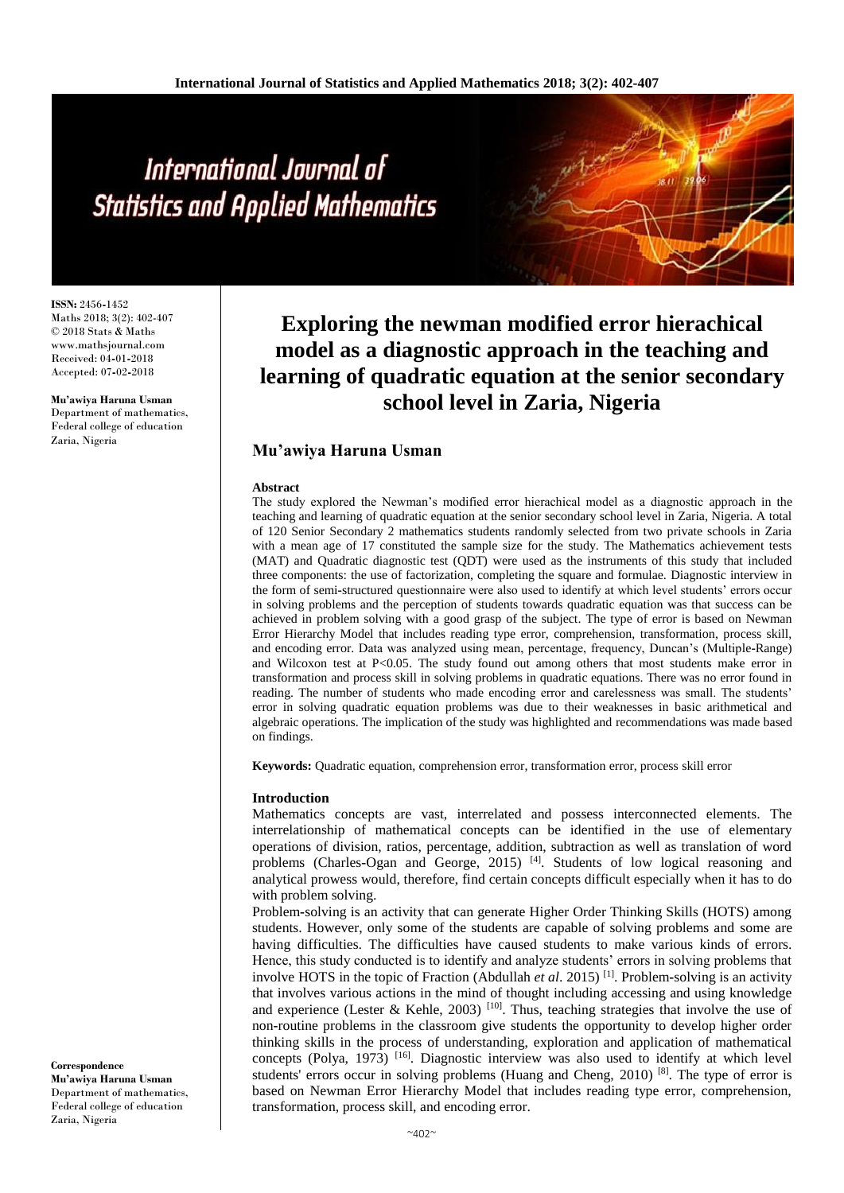# Exploring the newman modified error hierachical model as a diagnostic approach in the teaching and learning of quadratic equation at the senior secondary school level in Zaria, Nigeria

**ISSN:** 2456-1452
Maths 2018; 3(2): 402-407
© 2018 Stats & Maths
www.mathsjournal.com
Received: 04-01-2018
Accepted: 07-02-2018

**Mu'awiya Haruna Usman**
Department of mathematics, Federal college of education Zaria, Nigeria

**Correspondence**
**Mu'awiya Haruna Usman**
Department of mathematics, Federal college of education Zaria, Nigeria

## Mu'awiya Haruna Usman

#### Abstract

The study explored the Newman's modified error hierachical model as a diagnostic approach in the teaching and learning of quadratic equation at the senior secondary school level in Zaria, Nigeria. A total of 120 Senior Secondary 2 mathematics students randomly selected from two private schools in Zaria with a mean age of 17 constituted the sample size for the study. The Mathematics achievement tests (MAT) and Quadratic diagnostic test (QDT) were used as the instruments of this study that included three components: the use of factorization, completing the square and formulae. Diagnostic interview in the form of semi-structured questionnaire were also used to identify at which level students' errors occur in solving problems and the perception of students towards quadratic equation was that success can be achieved in problem solving with a good grasp of the subject. The type of error is based on Newman Error Hierarchy Model that includes reading type error, comprehension, transformation, process skill, and encoding error. Data was analyzed using mean, percentage, frequency, Duncan's (Multiple-Range) and Wilcoxon test at P<0.05. The study found out among others that most students make error in transformation and process skill in solving problems in quadratic equations. There was no error found in reading. The number of students who made encoding error and carelessness was small. The students' error in solving quadratic equation problems was due to their weaknesses in basic arithmetical and algebraic operations. The implication of the study was highlighted and recommendations was made based on findings.

**Keywords:** Quadratic equation, comprehension error, transformation error, process skill error

#### Introduction

Mathematics concepts are vast, interrelated and possess interconnected elements. The interrelationship of mathematical concepts can be identified in the use of elementary operations of division, ratios, percentage, addition, subtraction as well as translation of word problems (Charles-Ogan and George, 2015) [4]. Students of low logical reasoning and analytical prowess would, therefore, find certain concepts difficult especially when it has to do with problem solving.

Problem-solving is an activity that can generate Higher Order Thinking Skills (HOTS) among students. However, only some of the students are capable of solving problems and some are having difficulties. The difficulties have caused students to make various kinds of errors. Hence, this study conducted is to identify and analyze students' errors in solving problems that involve HOTS in the topic of Fraction (Abdullah *et al*. 2015) [1]. Problem-solving is an activity that involves various actions in the mind of thought including accessing and using knowledge and experience (Lester & Kehle, 2003) [10]. Thus, teaching strategies that involve the use of non-routine problems in the classroom give students the opportunity to develop higher order thinking skills in the process of understanding, exploration and application of mathematical concepts (Polya, 1973) [16]. Diagnostic interview was also used to identify at which level students' errors occur in solving problems (Huang and Cheng, 2010) [8]. The type of error is based on Newman Error Hierarchy Model that includes reading type error, comprehension, transformation, process skill, and encoding error.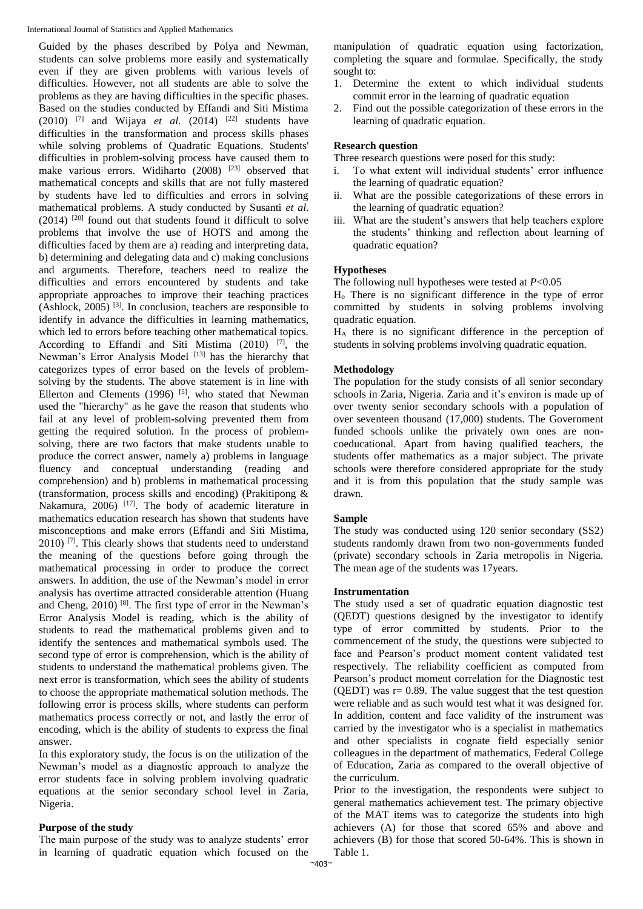Guided by the phases described by Polya and Newman, students can solve problems more easily and systematically even if they are given problems with various levels of difficulties. However, not all students are able to solve the problems as they are having difficulties in the specific phases. Based on the studies conducted by Effandi and Siti Mistima (2010) [7] and Wijaya *et al*. (2014) [22] students have difficulties in the transformation and process skills phases while solving problems of Quadratic Equations. Students' difficulties in problem-solving process have caused them to make various errors. Widiharto (2008) [23] observed that mathematical concepts and skills that are not fully mastered by students have led to difficulties and errors in solving mathematical problems. A study conducted by Susanti *et al*. (2014) [20] found out that students found it difficult to solve problems that involve the use of HOTS and among the difficulties faced by them are a) reading and interpreting data, b) determining and delegating data and c) making conclusions and arguments. Therefore, teachers need to realize the difficulties and errors encountered by students and take appropriate approaches to improve their teaching practices (Ashlock, 2005) [3]. In conclusion, teachers are responsible to identify in advance the difficulties in learning mathematics, which led to errors before teaching other mathematical topics. According to Effandi and Siti Mistima (2010) [7], the Newman's Error Analysis Model [13] has the hierarchy that categorizes types of error based on the levels of problem-solving by the students. The above statement is in line with Ellerton and Clements (1996) [5], who stated that Newman used the "hierarchy" as he gave the reason that students who fail at any level of problem-solving prevented them from getting the required solution. In the process of problem-solving, there are two factors that make students unable to produce the correct answer, namely a) problems in language fluency and conceptual understanding (reading and comprehension) and b) problems in mathematical processing (transformation, process skills and encoding) (Prakitipong & Nakamura, 2006) [17]. The body of academic literature in mathematics education research has shown that students have misconceptions and make errors (Effandi and Siti Mistima, 2010) [7]. This clearly shows that students need to understand the meaning of the questions before going through the mathematical processing in order to produce the correct answers. In addition, the use of the Newman's model in error analysis has overtime attracted considerable attention (Huang and Cheng, 2010) [8]. The first type of error in the Newman's Error Analysis Model is reading, which is the ability of students to read the mathematical problems given and to identify the sentences and mathematical symbols used. The second type of error is comprehension, which is the ability of students to understand the mathematical problems given. The next error is transformation, which sees the ability of students to choose the appropriate mathematical solution methods. The following error is process skills, where students can perform mathematics process correctly or not, and lastly the error of encoding, which is the ability of students to express the final answer.

In this exploratory study, the focus is on the utilization of the Newman's model as a diagnostic approach to analyze the error students face in solving problem involving quadratic equations at the senior secondary school level in Zaria, Nigeria.

## Purpose of the study

The main purpose of the study was to analyze students' error in learning of quadratic equation which focused on the manipulation of quadratic equation using factorization, completing the square and formulae. Specifically, the study sought to:

1. Determine the extent to which individual students commit error in the learning of quadratic equation
2. Find out the possible categorization of these errors in the learning of quadratic equation.

## Research question

Three research questions were posed for this study:

i. To what extent will individual students' error influence the learning of quadratic equation?
ii. What are the possible categorizations of these errors in the learning of quadratic equation?
iii. What are the student's answers that help teachers explore the students' thinking and reflection about learning of quadratic equation?

## Hypotheses

The following null hypotheses were tested at $P<0.05$

$H_o$ There is no significant difference in the type of error committed by students in solving problems involving quadratic equation.

$H_A$ there is no significant difference in the perception of students in solving problems involving quadratic equation.

## Methodology

The population for the study consists of all senior secondary schools in Zaria, Nigeria. Zaria and it's environ is made up of over twenty senior secondary schools with a population of over seventeen thousand (17,000) students. The Government funded schools unlike the privately own ones are non-coeducational. Apart from having qualified teachers, the students offer mathematics as a major subject. The private schools were therefore considered appropriate for the study and it is from this population that the study sample was drawn.

## Sample

The study was conducted using 120 senior secondary (SS2) students randomly drawn from two non-governments funded (private) secondary schools in Zaria metropolis in Nigeria. The mean age of the students was 17years.

## Instrumentation

The study used a set of quadratic equation diagnostic test (QEDT) questions designed by the investigator to identify type of error committed by students. Prior to the commencement of the study, the questions were subjected to face and Pearson's product moment content validated test respectively. The reliability coefficient as computed from Pearson's product moment correlation for the Diagnostic test (QEDT) was r= 0.89. The value suggest that the test question were reliable and as such would test what it was designed for. In addition, content and face validity of the instrument was carried by the investigator who is a specialist in mathematics and other specialists in cognate field especially senior colleagues in the department of mathematics, Federal College of Education, Zaria as compared to the overall objective of the curriculum.

Prior to the investigation, the respondents were subject to general mathematics achievement test. The primary objective of the MAT items was to categorize the students into high achievers (A) for those that scored 65% and above and achievers (B) for those that scored 50-64%. This is shown in Table 1.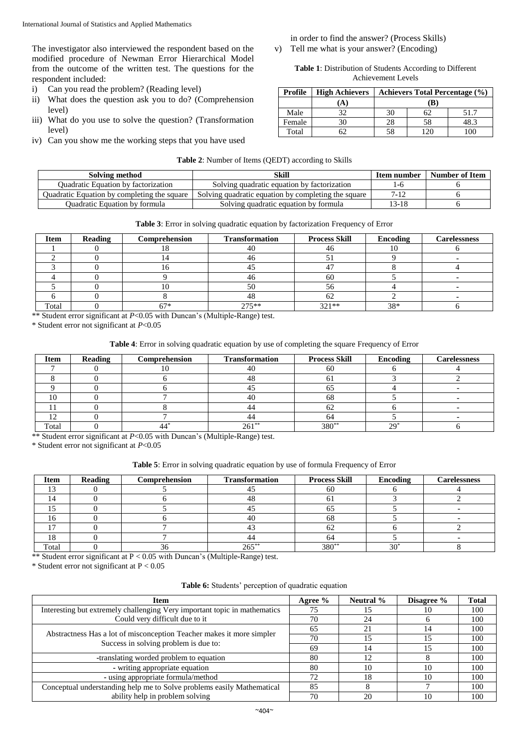The investigator also interviewed the respondent based on the modified procedure of Newman Error Hierarchical Model from the outcome of the written test. The questions for the respondent included:

i) Can you read the problem? (Reading level)
ii) What does the question ask you to do? (Comprehension level)
iii) What do you use to solve the question? (Transformation level)
iv) Can you show me the working steps that you have used in order to find the answer? (Process Skills)
v) Tell me what is your answer? (Encoding)

**Table 1**: Distribution of Students According to Different Achievement Levels

| Profile | High Achievers | Achievers | Total | Percentage (%) |
|---|---|---|---|---|
| | (A) | (B) | | |
| Male | 32 | 30 | 62 | 51.7 |
| Female | 30 | 28 | 58 | 48.3 |
| Total | 62 | 58 | 120 | 100 |

**Table 2**: Number of Items (QEDT) according to Skills

| Solving method | Skill | Item number | Number of Item |
|---|---|---|---|
| Quadratic Equation by factorization | Solving quadratic equation by factorization | 1-6 | 6 |
| Quadratic Equation by completing the square | Solving quadratic equation by completing the square | 7-12 | 6 |
| Quadratic Equation by formula | Solving quadratic equation by formula | 13-18 | 6 |

**Table 3**: Error in solving quadratic equation by factorization Frequency of Error

| Item | Reading | Comprehension | Transformation | Process Skill | Encoding | Carelessness |
|---|---|---|---|---|---|---|
| 1 | 0 | 18 | 40 | 46 | 10 | 6 |
| 2 | 0 | 14 | 46 | 51 | 9 | - |
| 3 | 0 | 16 | 45 | 47 | 8 | 4 |
| 4 | 0 | 9 | 46 | 60 | 5 | - |
| 5 | 0 | 10 | 50 | 56 | 4 | - |
| 6 | 0 | 8 | 48 | 62 | 2 | - |
| Total | 0 | 67* | 275** | 321** | 38* | 6 |

** Student error significant at $P<0.05$ with Duncan's (Multiple-Range) test.

* Student error not significant at $P<0.05$

**Table 4**: Error in solving quadratic equation by use of completing the square Frequency of Error

| Item | Reading | Comprehension | Transformation | Process Skill | Encoding | Carelessness |
|---|---|---|---|---|---|---|
| 7 | 0 | 10 | 40 | 60 | 6 | 4 |
| 8 | 0 | 6 | 48 | 61 | 3 | 2 |
| 9 | 0 | 6 | 45 | 65 | 4 | - |
| 10 | 0 | 7 | 40 | 68 | 5 | - |
| 11 | 0 | 8 | 44 | 62 | 6 | - |
| 12 | 0 | 7 | 44 | 64 | 5 | - |
| Total | 0 | 44* | 261** | 380** | 29* | 6 |

** Student error significant at $P<0.05$ with Duncan's (Multiple-Range) test.

* Student error not significant at $P<0.05$

**Table 5**: Error in solving quadratic equation by use of formula Frequency of Error

| Item | Reading | Comprehension | Transformation | Process Skill | Encoding | Carelessness |
|---|---|---|---|---|---|---|
| 13 | 0 | 5 | 45 | 60 | 6 | 4 |
| 14 | 0 | 6 | 48 | 61 | 3 | 2 |
| 15 | 0 | 5 | 45 | 65 | 5 | - |
| 16 | 0 | 6 | 40 | 68 | 5 | - |
| 17 | 0 | 7 | 43 | 62 | 6 | 2 |
| 18 | 0 | 7 | 44 | 64 | 5 | - |
| Total | 0 | 36 | 265** | 380** | 30* | 8 |

** Student error significant at $P < 0.05$ with Duncan's (Multiple-Range) test.

* Student error not significant at $P < 0.05$

**Table 6:** Students' perception of quadratic equation

| Item | Agree % | Neutral % | Disagree % | Total |
|---|---|---|---|---|
| Interesting but extremely challenging Very important topic in mathematics | 75 | 15 | 10 | 100 |
| Could very difficult due to it | 70 | 24 | 6 | 100 |
| Abstractness Has a lot of misconception Teacher makes it more simpler Success in solving problem is due to: | 65 | 21 | 14 | 100 |
| | 70 | 15 | 15 | 100 |
| | 69 | 14 | 15 | 100 |
| -translating worded problem to equation | 80 | 12 | 8 | 100 |
| - writing appropriate equation | 80 | 10 | 10 | 100 |
| - using appropriate formula/method | 72 | 18 | 10 | 100 |
| Conceptual understanding help me to Solve problems easily Mathematical | 85 | 8 | 7 | 100 |
| ability help in problem solving | 70 | 20 | 10 | 100 |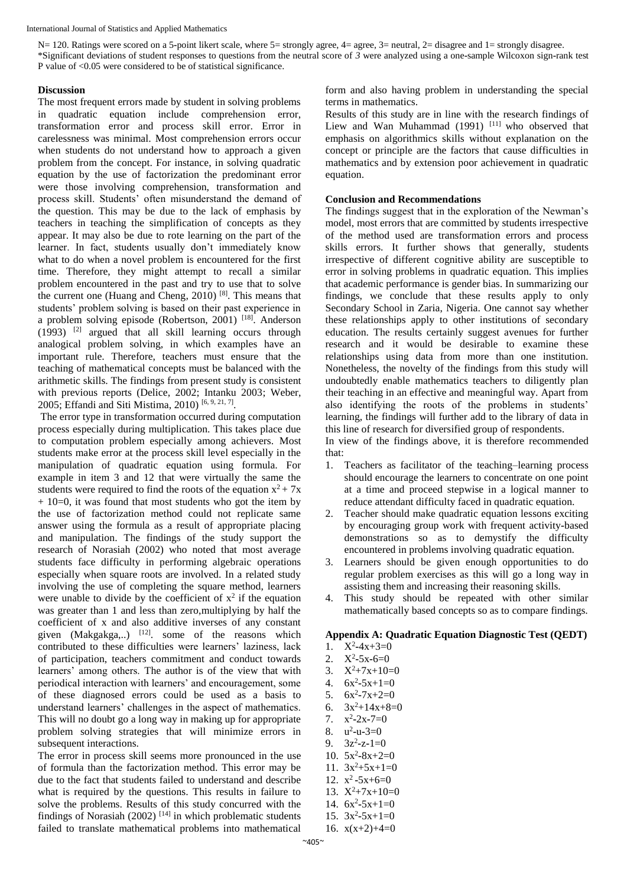N= 120. Ratings were scored on a 5-point likert scale, where 5= strongly agree, 4= agree, 3= neutral, 2= disagree and 1= strongly disagree.
*Significant deviations of student responses to questions from the neutral score of *3* were analyzed using a one-sample Wilcoxon sign-rank test P value of <0.05 were considered to be of statistical significance.

## Discussion

The most frequent errors made by student in solving problems in quadratic equation include comprehension error, transformation error and process skill error. Error in carelessness was minimal. Most comprehension errors occur when students do not understand how to approach a given problem from the concept. For instance, in solving quadratic equation by the use of factorization the predominant error were those involving comprehension, transformation and process skill. Students' often misunderstand the demand of the question. This may be due to the lack of emphasis by teachers in teaching the simplification of concepts as they appear. It may also be due to rote learning on the part of the learner. In fact, students usually don't immediately know what to do when a novel problem is encountered for the first time. Therefore, they might attempt to recall a similar problem encountered in the past and try to use that to solve the current one (Huang and Cheng, 2010) [8]. This means that students' problem solving is based on their past experience in a problem solving episode (Robertson, 2001) [18]. Anderson (1993) [2] argued that all skill learning occurs through analogical problem solving, in which examples have an important rule. Therefore, teachers must ensure that the teaching of mathematical concepts must be balanced with the arithmetic skills. The findings from present study is consistent with previous reports (Delice, 2002; Intanku 2003; Weber, 2005; Effandi and Siti Mistima, 2010) [6, 9, 21, 7].

The error type in transformation occurred during computation process especially during multiplication. This takes place due to computation problem especially among achievers. Most students make error at the process skill level especially in the manipulation of quadratic equation using formula. For example in item 3 and 12 that were virtually the same the students were required to find the roots of the equation $x^2 + 7x + 10=0$, it was found that most students who got the item by the use of factorization method could not replicate same answer using the formula as a result of appropriate placing and manipulation. The findings of the study support the research of Norasiah (2002) who noted that most average students face difficulty in performing algebraic operations especially when square roots are involved. In a related study involving the use of completing the square method, learners were unable to divide by the coefficient of $x^2$ if the equation was greater than 1 and less than zero,multiplying by half the coefficient of x and also additive inverses of any constant given (Makgakga,..) [12]. some of the reasons which contributed to these difficulties were learners' laziness, lack of participation, teachers commitment and conduct towards learners' among others. The author is of the view that with periodical interaction with learners' and encouragement, some of these diagnosed errors could be used as a basis to understand learners' challenges in the aspect of mathematics. This will no doubt go a long way in making up for appropriate problem solving strategies that will minimize errors in subsequent interactions.

The error in process skill seems more pronounced in the use of formula than the factorization method. This error may be due to the fact that students failed to understand and describe what is required by the questions. This results in failure to solve the problems. Results of this study concurred with the findings of Norasiah (2002) [14] in which problematic students failed to translate mathematical problems into mathematical form and also having problem in understanding the special terms in mathematics.

Results of this study are in line with the research findings of Liew and Wan Muhammad (1991) [11] who observed that emphasis on algorithmics skills without explanation on the concept or principle are the factors that cause difficulties in mathematics and by extension poor achievement in quadratic equation.

## Conclusion and Recommendations

The findings suggest that in the exploration of the Newman's model, most errors that are committed by students irrespective of the method used are transformation errors and process skills errors. It further shows that generally, students irrespective of different cognitive ability are susceptible to error in solving problems in quadratic equation. This implies that academic performance is gender bias. In summarizing our findings, we conclude that these results apply to only Secondary School in Zaria, Nigeria. One cannot say whether these relationships apply to other institutions of secondary education. The results certainly suggest avenues for further research and it would be desirable to examine these relationships using data from more than one institution. Nonetheless, the novelty of the findings from this study will undoubtedly enable mathematics teachers to diligently plan their teaching in an effective and meaningful way. Apart from also identifying the roots of the problems in students' learning, the findings will further add to the library of data in this line of research for diversified group of respondents.

In view of the findings above, it is therefore recommended that:

1. Teachers as facilitator of the teaching–learning process should encourage the learners to concentrate on one point at a time and proceed stepwise in a logical manner to reduce attendant difficulty faced in quadratic equation.
2. Teacher should make quadratic equation lessons exciting by encouraging group work with frequent activity-based demonstrations so as to demystify the difficulty encountered in problems involving quadratic equation.
3. Learners should be given enough opportunities to do regular problem exercises as this will go a long way in assisting them and increasing their reasoning skills.
4. This study should be repeated with other similar mathematically based concepts so as to compare findings.

## Appendix A: Quadratic Equation Diagnostic Test (QEDT)

1. $X^2-4x+3=0$
2. $X^2-5x-6=0$
3. $X^2+7x+10=0$
4. $6x^2-5x+1=0$
5. $6x^2-7x+2=0$
6. $3x^2+14x+8=0$
7. $x^2-2x-7=0$
8. $u^2-u-3=0$
9. $3z^2-z-1=0$
10. $5x^2-8x+2=0$
11. $3x^2+5x+1=0$
12. $x^2-5x+6=0$
13. $X^2+7x+10=0$
14. $6x^2-5x+1=0$
15. $3x^2-5x+1=0$
16. $x(x+2)+4=0$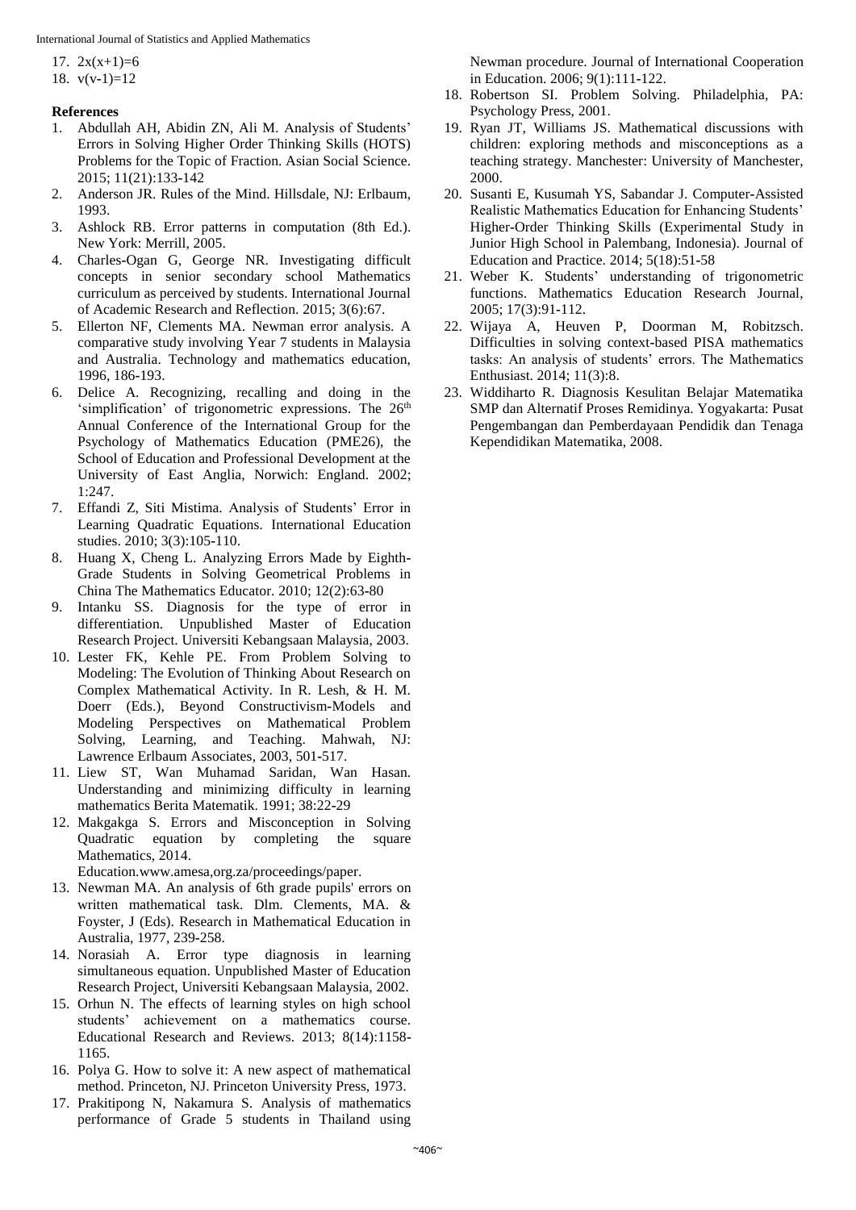17. $2x(x+1)=6$
18. $v(v-1)=12$

**References**

1. Abdullah AH, Abidin ZN, Ali M. Analysis of Students' Errors in Solving Higher Order Thinking Skills (HOTS) Problems for the Topic of Fraction. Asian Social Science. 2015; 11(21):133-142
2. Anderson JR. Rules of the Mind. Hillsdale, NJ: Erlbaum, 1993.
3. Ashlock RB. Error patterns in computation (8th Ed.). New York: Merrill, 2005.
4. Charles-Ogan G, George NR. Investigating difficult concepts in senior secondary school Mathematics curriculum as perceived by students. International Journal of Academic Research and Reflection. 2015; 3(6):67.
5. Ellerton NF, Clements MA. Newman error analysis. A comparative study involving Year 7 students in Malaysia and Australia. Technology and mathematics education, 1996, 186-193.
6. Delice A. Recognizing, recalling and doing in the 'simplification' of trigonometric expressions. The 26th Annual Conference of the International Group for the Psychology of Mathematics Education (PME26), the School of Education and Professional Development at the University of East Anglia, Norwich: England. 2002; 1:247.
7. Effandi Z, Siti Mistima. Analysis of Students' Error in Learning Quadratic Equations. International Education studies. 2010; 3(3):105-110.
8. Huang X, Cheng L. Analyzing Errors Made by Eighth-Grade Students in Solving Geometrical Problems in China The Mathematics Educator. 2010; 12(2):63-80
9. Intanku SS. Diagnosis for the type of error in differentiation. Unpublished Master of Education Research Project. Universiti Kebangsaan Malaysia, 2003.
10. Lester FK, Kehle PE. From Problem Solving to Modeling: The Evolution of Thinking About Research on Complex Mathematical Activity. In R. Lesh, & H. M. Doerr (Eds.), Beyond Constructivism-Models and Modeling Perspectives on Mathematical Problem Solving, Learning, and Teaching. Mahwah, NJ: Lawrence Erlbaum Associates, 2003, 501-517.
11. Liew ST, Wan Muhamad Saridan, Wan Hasan. Understanding and minimizing difficulty in learning mathematics Berita Matematik. 1991; 38:22-29
12. Makgakga S. Errors and Misconception in Solving Quadratic equation by completing the square Mathematics, 2014. Education.www.amesa,org.za/proceedings/paper.
13. Newman MA. An analysis of 6th grade pupils' errors on written mathematical task. Dlm. Clements, MA. & Foyster, J (Eds). Research in Mathematical Education in Australia, 1977, 239-258.
14. Norasiah A. Error type diagnosis in learning simultaneous equation. Unpublished Master of Education Research Project, Universiti Kebangsaan Malaysia, 2002.
15. Orhun N. The effects of learning styles on high school students' achievement on a mathematics course. Educational Research and Reviews. 2013; 8(14):1158-1165.
16. Polya G. How to solve it: A new aspect of mathematical method. Princeton, NJ. Princeton University Press, 1973.
17. Prakitipong N, Nakamura S. Analysis of mathematics performance of Grade 5 students in Thailand using Newman procedure. Journal of International Cooperation in Education. 2006; 9(1):111-122.
18. Robertson SI. Problem Solving. Philadelphia, PA: Psychology Press, 2001.
19. Ryan JT, Williams JS. Mathematical discussions with children: exploring methods and misconceptions as a teaching strategy. Manchester: University of Manchester, 2000.
20. Susanti E, Kusumah YS, Sabandar J. Computer-Assisted Realistic Mathematics Education for Enhancing Students' Higher-Order Thinking Skills (Experimental Study in Junior High School in Palembang, Indonesia). Journal of Education and Practice. 2014; 5(18):51-58
21. Weber K. Students' understanding of trigonometric functions. Mathematics Education Research Journal, 2005; 17(3):91-112.
22. Wijaya A, Heuven P, Doorman M, Robitzsch. Difficulties in solving context-based PISA mathematics tasks: An analysis of students' errors. The Mathematics Enthusiast. 2014; 11(3):8.
23. Widdiharto R. Diagnosis Kesulitan Belajar Matematika SMP dan Alternatif Proses Remidinya. Yogyakarta: Pusat Pengembangan dan Pemberdayaan Pendidik dan Tenaga Kependidikan Matematika, 2008.